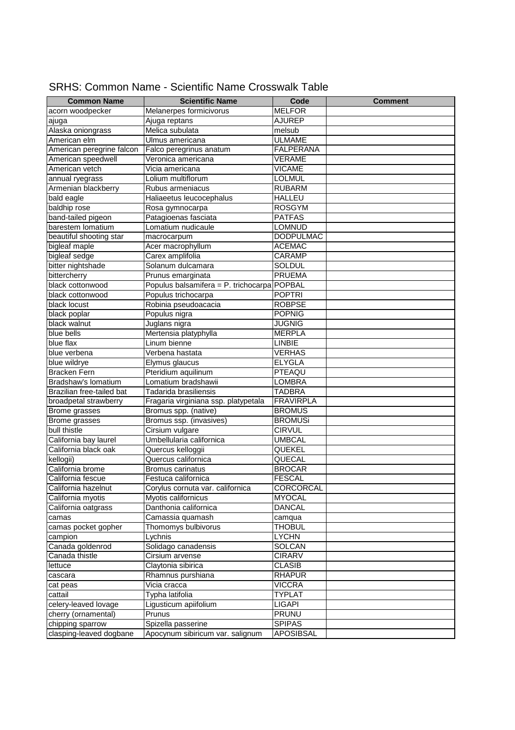# SRHS: Common Name - Scientific Name Crosswalk Table

| Common Name | Scientific Name | Code | Comment |
|---|---|---|---|
| acorn woodpecker | Melanerpes formicivorus | MELFOR | |
| ajuga | Ajuga reptans | AJUREP | |
| Alaska oniongrass | Melica subulata | melsub | |
| American elm | Ulmus americana | ULMAME | |
| American peregrine falcon | Falco peregrinus anatum | FALPERANA | |
| American speedwell | Veronica americana | VERAME | |
| American vetch | Vicia americana | VICAME | |
| annual ryegrass | Lolium multiflorum | LOLMUL | |
| Armenian blackberry | Rubus armeniacus | RUBARM | |
| bald eagle | Haliaeetus leucocephalus | HALLEU | |
| baldhip rose | Rosa gymnocarpa | ROSGYM | |
| band-tailed pigeon | Patagioenas fasciata | PATFAS | |
| barestem lomatium | Lomatium nudicaule | LOMNUD | |
| beautiful shooting star | macrocarpum | DODPULMAC | |
| bigleaf maple | Acer macrophyllum | ACEMAC | |
| bigleaf sedge | Carex amplifolia | CARAMP | |
| bitter nightshade | Solanum dulcamara | SOLDUL | |
| bittercherry | Prunus emarginata | PRUEMA | |
| black cottonwood | Populus balsamifera = P. trichocarpa | POPBAL | |
| black cottonwood | Populus trichocarpa | POPTRI | |
| black locust | Robinia pseudoacacia | ROBPSE | |
| black poplar | Populus nigra | POPNIG | |
| black walnut | Juglans nigra | JUGNIG | |
| blue bells | Mertensia platyphylla | MERPLA | |
| blue flax | Linum bienne | LINBIE | |
| blue verbena | Verbena hastata | VERHAS | |
| blue wildrye | Elymus glaucus | ELYGLA | |
| Bracken Fern | Pteridium aquilinum | PTEAQU | |
| Bradshaw's lomatium | Lomatium bradshawii | LOMBRA | |
| Brazilian free-tailed bat | Tadarida brasiliensis | TADBRA | |
| broadpetal strawberry | Fragaria virginiana ssp. platypetala | FRAVIRPLA | |
| Brome grasses | Bromus spp. (native) | BROMUS | |
| Brome grasses | Bromus ssp. (invasives) | BROMUSi | |
| bull thistle | Cirsium vulgare | CIRVUL | |
| California bay laurel | Umbellularia californica | UMBCAL | |
| California black oak | Quercus kelloggii | QUEKEL | |
| kellogii) | Quercus californica | QUECAL | |
| California brome | Bromus carinatus | BROCAR | |
| California fescue | Festuca californica | FESCAL | |
| California hazelnut | Corylus cornuta var. californica | CORCORCAL | |
| California myotis | Myotis californicus | MYOCAL | |
| California oatgrass | Danthonia californica | DANCAL | |
| camas | Camassia quamash | camqua | |
| camas pocket gopher | Thomomys bulbivorus | THOBUL | |
| campion | Lychnis | LYCHN | |
| Canada goldenrod | Solidago canadensis | SOLCAN | |
| Canada thistle | Cirsium arvense | CIRARV | |
| lettuce | Claytonia sibirica | CLASIB | |
| cascara | Rhamnus purshiana | RHAPUR | |
| cat peas | Vicia cracca | VICCRA | |
| cattail | Typha latifolia | TYPLAT | |
| celery-leaved lovage | Ligusticum apiifolium | LIGAPI | |
| cherry (ornamental) | Prunus | PRUNU | |
| chipping sparrow | Spizella passerine | SPIPAS | |
| clasping-leaved dogbane | Apocynum sibiricum var. salignum | APOSIBSAL | |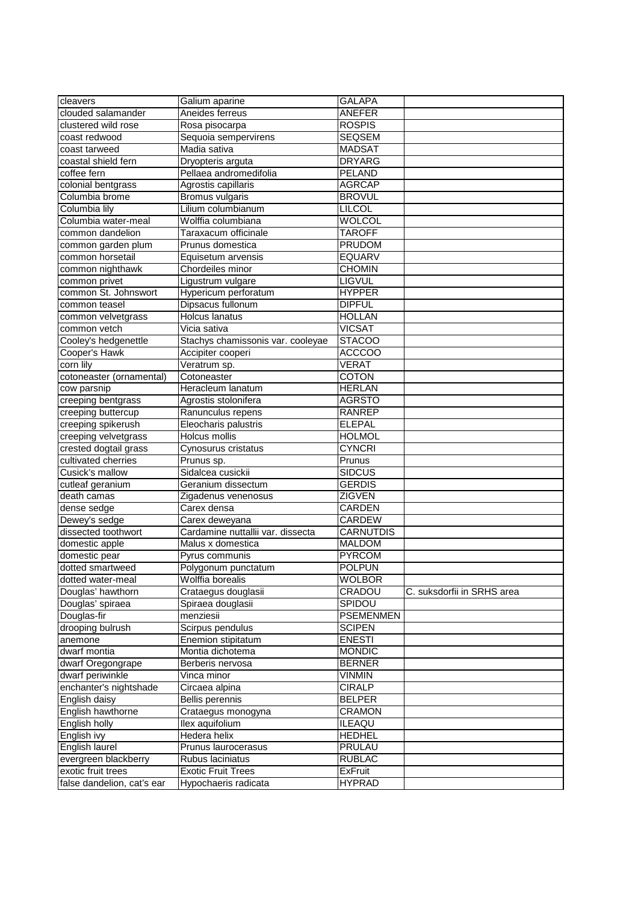| cleavers | Galium aparine | GALAPA | |
|---|---|---|---|
| clouded salamander | Aneides ferreus | ANEFER | |
| clustered wild rose | Rosa pisocarpa | ROSPIS | |
| coast redwood | Sequoia sempervirens | SEQSEM | |
| coast tarweed | Madia sativa | MADSAT | |
| coastal shield fern | Dryopteris arguta | DRYARG | |
| coffee fern | Pellaea andromedifolia | PELAND | |
| colonial bentgrass | Agrostis capillaris | AGRCAP | |
| Columbia brome | Bromus vulgaris | BROVUL | |
| Columbia lily | Lilium columbianum | LILCOL | |
| Columbia water-meal | Wolffia columbiana | WOLCOL | |
| common dandelion | Taraxacum officinale | TAROFF | |
| common garden plum | Prunus domestica | PRUDOM | |
| common horsetail | Equisetum arvensis | EQUARV | |
| common nighthawk | Chordeiles minor | CHOMIN | |
| common privet | Ligustrum vulgare | LIGVUL | |
| common St. Johnswort | Hypericum perforatum | HYPPER | |
| common teasel | Dipsacus fullonum | DIPFUL | |
| common velvetgrass | Holcus lanatus | HOLLAN | |
| common vetch | Vicia sativa | VICSAT | |
| Cooley's hedgenettle | Stachys chamissonis var. cooleyae | STACOO | |
| Cooper's Hawk | Accipiter cooperi | ACCCOO | |
| corn lily | Veratrum sp. | VERAT | |
| cotoneaster (ornamental) | Cotoneaster | COTON | |
| cow parsnip | Heracleum lanatum | HERLAN | |
| creeping bentgrass | Agrostis stolonifera | AGRSTO | |
| creeping buttercup | Ranunculus repens | RANREP | |
| creeping spikerush | Eleocharis palustris | ELEPAL | |
| creeping velvetgrass | Holcus mollis | HOLMOL | |
| crested dogtail grass | Cynosurus cristatus | CYNCRI | |
| cultivated cherries | Prunus sp. | Prunus | |
| Cusick's mallow | Sidalcea cusickii | SIDCUS | |
| cutleaf geranium | Geranium dissectum | GERDIS | |
| death camas | Zigadenus venenosus | ZIGVEN | |
| dense sedge | Carex densa | CARDEN | |
| Dewey's sedge | Carex deweyana | CARDEW | |
| dissected toothwort | Cardamine nuttallii var. dissecta | CARNUTDIS | |
| domestic apple | Malus x domestica | MALDOM | |
| domestic pear | Pyrus communis | PYRCOM | |
| dotted smartweed | Polygonum punctatum | POLPUN | |
| dotted water-meal | Wolffia borealis | WOLBOR | |
| Douglas' hawthorn | Crataegus douglasii | CRADOU | C. suksdorfii in SRHS area |
| Douglas' spiraea | Spiraea douglasii | SPIDOU | |
| Douglas-fir | menziesii | PSEMENMEN | |
| drooping bulrush | Scirpus pendulus | SCIPEN | |
| anemone | Enemion stipitatum | ENESTI | |
| dwarf montia | Montia dichotema | MONDIC | |
| dwarf Oregongrape | Berberis nervosa | BERNER | |
| dwarf periwinkle | Vinca minor | VINMIN | |
| enchanter's nightshade | Circaea alpina | CIRALP | |
| English daisy | Bellis perennis | BELPER | |
| English hawthorne | Crataegus monogyna | CRAMON | |
| English holly | Ilex aquifolium | ILEAQU | |
| English ivy | Hedera helix | HEDHEL | |
| English laurel | Prunus laurocerasus | PRULAU | |
| evergreen blackberry | Rubus laciniatus | RUBLAC | |
| exotic fruit trees | Exotic Fruit Trees | ExFruit | |
| false dandelion, cat's ear | Hypochaeris radicata | HYPRAD | |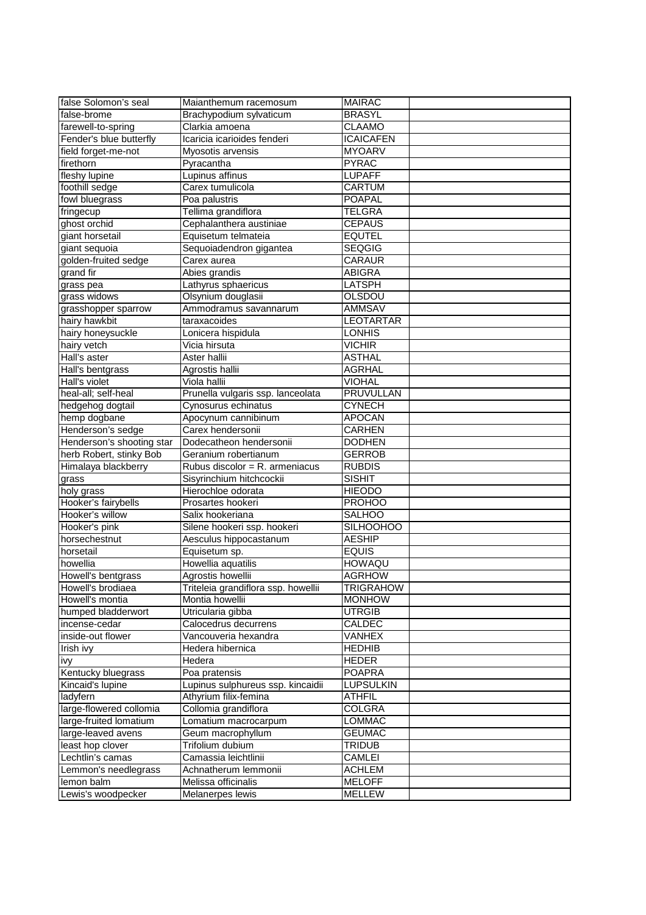| false Solomon's seal | Maianthemum racemosum | MAIRAC | |
|---|---|---|---|
| false-brome | Brachypodium sylvaticum | BRASYL | |
| farewell-to-spring | Clarkia amoena | CLAAMO | |
| Fender's blue butterfly | Icaricia icarioides fenderi | ICAICAFEN | |
| field forget-me-not | Myosotis arvensis | MYOARV | |
| firethorn | Pyracantha | PYRAC | |
| fleshy lupine | Lupinus affinus | LUPAFF | |
| foothill sedge | Carex tumulicola | CARTUM | |
| fowl bluegrass | Poa palustris | POAPAL | |
| fringecup | Tellima grandiflora | TELGRA | |
| ghost orchid | Cephalanthera austiniae | CEPAUS | |
| giant horsetail | Equisetum telmateia | EQUTEL | |
| giant sequoia | Sequoiadendron gigantea | SEQGIG | |
| golden-fruited sedge | Carex aurea | CARAUR | |
| grand fir | Abies grandis | ABIGRA | |
| grass pea | Lathyrus sphaericus | LATSPH | |
| grass widows | Olsynium douglasii | OLSDOU | |
| grasshopper sparrow | Ammodramus savannarum | AMMSAV | |
| hairy hawkbit | taraxacoides | LEOTARTAR | |
| hairy honeysuckle | Lonicera hispidula | LONHIS | |
| hairy vetch | Vicia hirsuta | VICHIR | |
| Hall's aster | Aster hallii | ASTHAL | |
| Hall's bentgrass | Agrostis hallii | AGRHAL | |
| Hall's violet | Viola hallii | VIOHAL | |
| heal-all; self-heal | Prunella vulgaris ssp. lanceolata | PRUVULLAN | |
| hedgehog dogtail | Cynosurus echinatus | CYNECH | |
| hemp dogbane | Apocynum cannibinum | APOCAN | |
| Henderson's sedge | Carex hendersonii | CARHEN | |
| Henderson's shooting star | Dodecatheon hendersonii | DODHEN | |
| herb Robert, stinky Bob | Geranium robertianum | GERROB | |
| Himalaya blackberry | Rubus discolor = R. armeniacus | RUBDIS | |
| grass | Sisyrinchium hitchcockii | SISHIT | |
| holy grass | Hierochloe odorata | HIEODO | |
| Hooker's fairybells | Prosartes hookeri | PROHOO | |
| Hooker's willow | Salix hookeriana | SALHOO | |
| Hooker's pink | Silene hookeri ssp. hookeri | SILHOOHOO | |
| horsechestnut | Aesculus hippocastanum | AESHIP | |
| horsetail | Equisetum sp. | EQUIS | |
| howellia | Howellia aquatilis | HOWAQU | |
| Howell's bentgrass | Agrostis howellii | AGRHOW | |
| Howell's brodiaea | Triteleia grandiflora ssp. howellii | TRIGRAHOW | |
| Howell's montia | Montia howellii | MONHOW | |
| humped bladderwort | Utricularia gibba | UTRGIB | |
| incense-cedar | Calocedrus decurrens | CALDEC | |
| inside-out flower | Vancouveria hexandra | VANHEX | |
| Irish ivy | Hedera hibernica | HEDHIB | |
| ivy | Hedera | HEDER | |
| Kentucky bluegrass | Poa pratensis | POAPRA | |
| Kincaid's lupine | Lupinus sulphureus ssp. kincaidii | LUPSULKIN | |
| ladyfern | Athyrium filix-femina | ATHFIL | |
| large-flowered collomia | Collomia grandiflora | COLGRA | |
| large-fruited lomatium | Lomatium macrocarpum | LOMMAC | |
| large-leaved avens | Geum macrophyllum | GEUMAC | |
| least hop clover | Trifolium dubium | TRIDUB | |
| Lechtlin's camas | Camassia leichtlinii | CAMLEI | |
| Lemmon's needlegrass | Achnatherum lemmonii | ACHLEM | |
| lemon balm | Melissa officinalis | MELOFF | |
| Lewis's woodpecker | Melanerpes lewis | MELLEW | |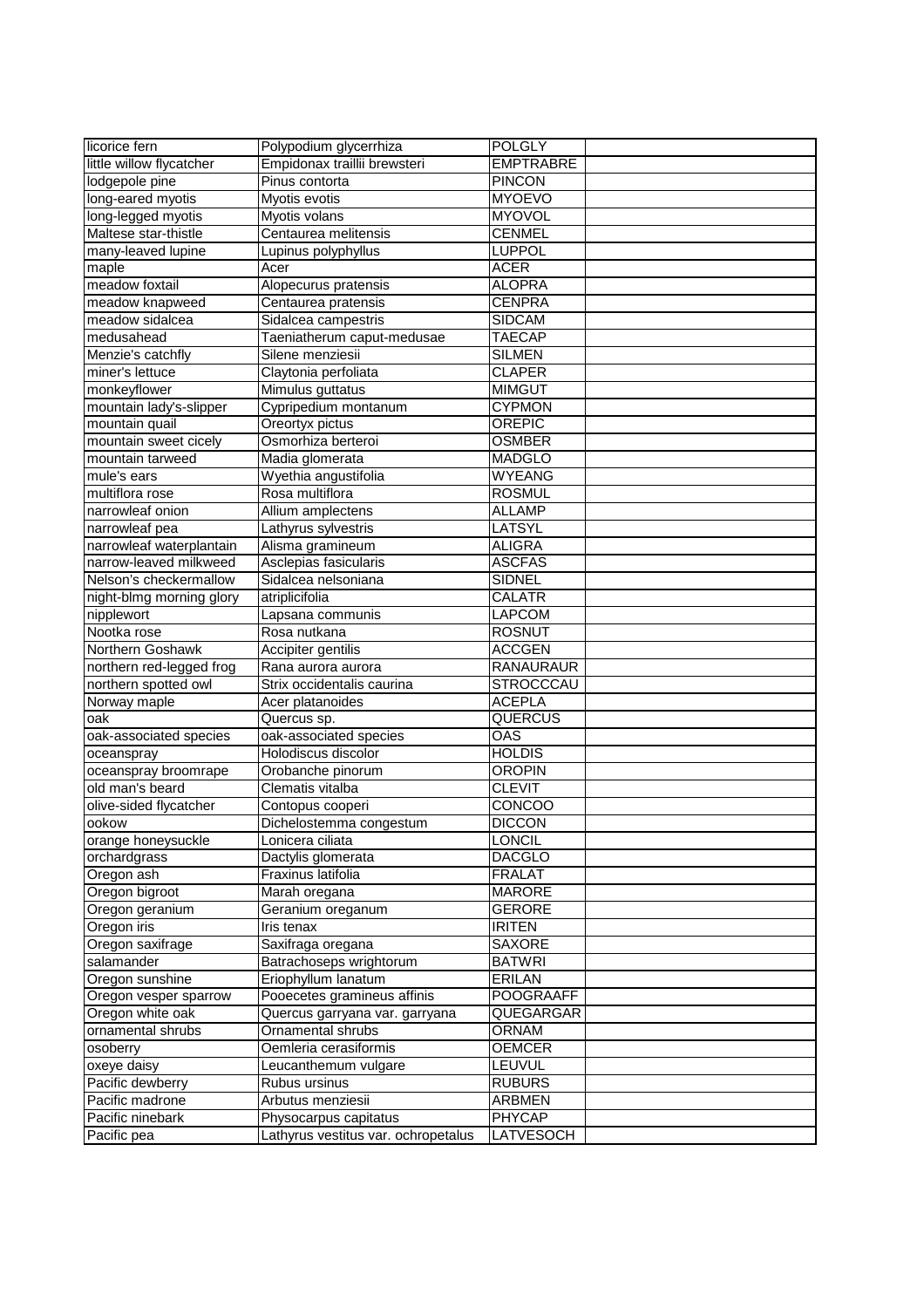| | | | |
|---|---|---|---|
| licorice fern | Polypodium glycerrhiza | POLGLY | |
| little willow flycatcher | Empidonax traillii brewsteri | EMPTRABRE | |
| lodgepole pine | Pinus contorta | PINCON | |
| long-eared myotis | Myotis evotis | MYOEVO | |
| long-legged myotis | Myotis volans | MYOVOL | |
| Maltese star-thistle | Centaurea melitensis | CENMEL | |
| many-leaved lupine | Lupinus polyphyllus | LUPPOL | |
| maple | Acer | ACER | |
| meadow foxtail | Alopecurus pratensis | ALOPRA | |
| meadow knapweed | Centaurea pratensis | CENPRA | |
| meadow sidalcea | Sidalcea campestris | SIDCAM | |
| medusahead | Taeniatherum caput-medusae | TAECAP | |
| Menzie's catchfly | Silene menziesii | SILMEN | |
| miner's lettuce | Claytonia perfoliata | CLAPER | |
| monkeyflower | Mimulus guttatus | MIMGUT | |
| mountain lady's-slipper | Cypripedium montanum | CYPMON | |
| mountain quail | Oreortyx pictus | OREPIC | |
| mountain sweet cicely | Osmorhiza berteroi | OSMBER | |
| mountain tarweed | Madia glomerata | MADGLO | |
| mule's ears | Wyethia angustifolia | WYEANG | |
| multiflora rose | Rosa multiflora | ROSMUL | |
| narrowleaf onion | Allium amplectens | ALLAMP | |
| narrowleaf pea | Lathyrus sylvestris | LATSYL | |
| narrowleaf waterplantain | Alisma gramineum | ALIGRA | |
| narrow-leaved milkweed | Asclepias fasicularis | ASCFAS | |
| Nelson's checkermallow | Sidalcea nelsoniana | SIDNEL | |
| night-blmg morning glory | atriplicifolia | CALATR | |
| nipplewort | Lapsana communis | LAPCOM | |
| Nootka rose | Rosa nutkana | ROSNUT | |
| Northern Goshawk | Accipiter gentilis | ACCGEN | |
| northern red-legged frog | Rana aurora aurora | RANAURAUR | |
| northern spotted owl | Strix occidentalis caurina | STROCCCAU | |
| Norway maple | Acer platanoides | ACEPLA | |
| oak | Quercus sp. | QUERCUS | |
| oak-associated species | oak-associated species | OAS | |
| oceanspray | Holodiscus discolor | HOLDIS | |
| oceanspray broomrape | Orobanche pinorum | OROPIN | |
| old man's beard | Clematis vitalba | CLEVIT | |
| olive-sided flycatcher | Contopus cooperi | CONCOO | |
| ookow | Dichelostemma congestum | DICCON | |
| orange honeysuckle | Lonicera ciliata | LONCIL | |
| orchardgrass | Dactylis glomerata | DACGLO | |
| Oregon ash | Fraxinus latifolia | FRALAT | |
| Oregon bigroot | Marah oregana | MARORE | |
| Oregon geranium | Geranium oreganum | GERORE | |
| Oregon iris | Iris tenax | IRITEN | |
| Oregon saxifrage | Saxifraga oregana | SAXORE | |
| salamander | Batrachoseps wrightorum | BATWRI | |
| Oregon sunshine | Eriophyllum lanatum | ERILAN | |
| Oregon vesper sparrow | Pooecetes gramineus affinis | POOGRAAFF | |
| Oregon white oak | Quercus garryana var. garryana | QUEGARGAR | |
| ornamental shrubs | Ornamental shrubs | ORNAM | |
| osoberry | Oemleria cerasiformis | OEMCER | |
| oxeye daisy | Leucanthemum vulgare | LEUVUL | |
| Pacific dewberry | Rubus ursinus | RUBURS | |
| Pacific madrone | Arbutus menziesii | ARBMEN | |
| Pacific ninebark | Physocarpus capitatus | PHYCAP | |
| Pacific pea | Lathyrus vestitus var. ochropetalus | LATVESOCH | |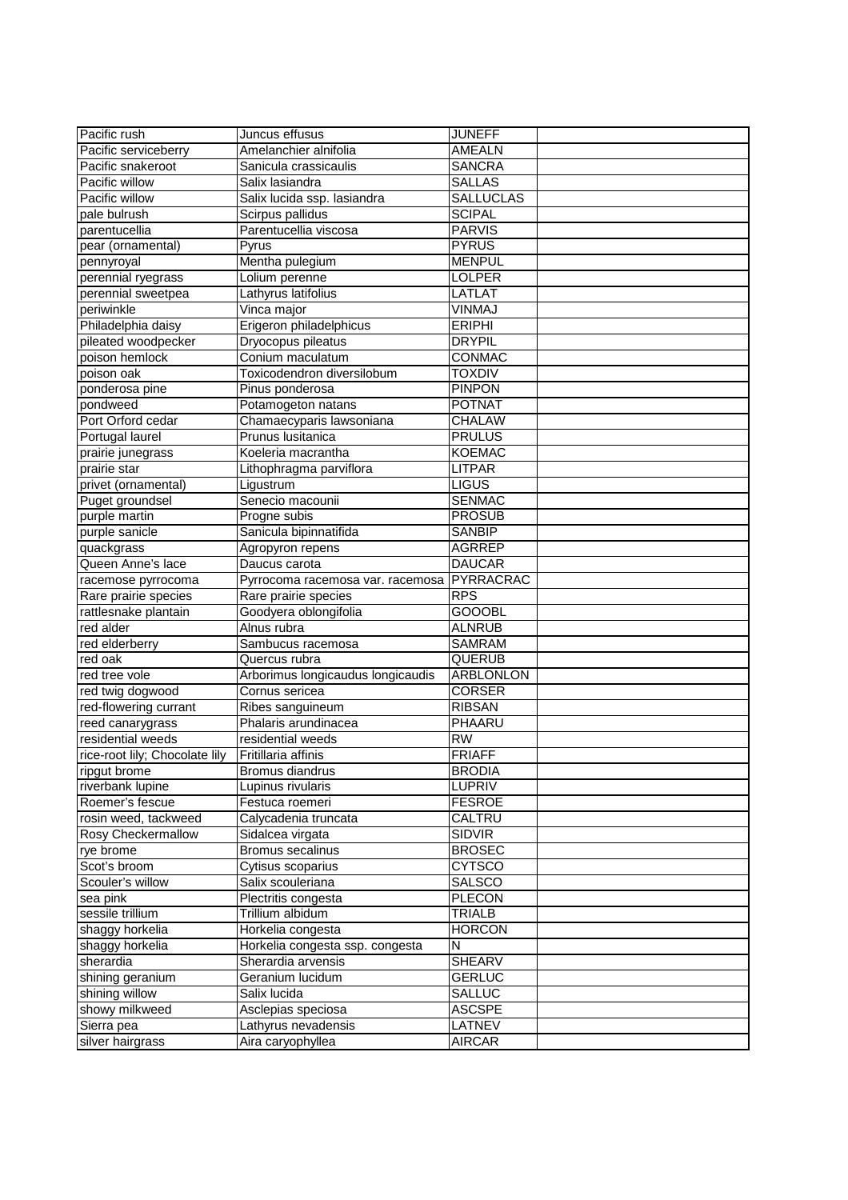| Pacific rush | Juncus effusus | JUNEFF | |
|---|---|---|---|
| Pacific serviceberry | Amelanchier alnifolia | AMEALN | |
| Pacific snakeroot | Sanicula crassicaulis | SANCRA | |
| Pacific willow | Salix lasiandra | SALLAS | |
| Pacific willow | Salix lucida ssp. lasiandra | SALLUCLAS | |
| pale bulrush | Scirpus pallidus | SCIPAL | |
| parentucellia | Parentucellia viscosa | PARVIS | |
| pear (ornamental) | Pyrus | PYRUS | |
| pennyroyal | Mentha pulegium | MENPUL | |
| perennial ryegrass | Lolium perenne | LOLPER | |
| perennial sweetpea | Lathyrus latifolius | LATLAT | |
| periwinkle | Vinca major | VINMAJ | |
| Philadelphia daisy | Erigeron philadelphicus | ERIPHI | |
| pileated woodpecker | Dryocopus pileatus | DRYPIL | |
| poison hemlock | Conium maculatum | CONMAC | |
| poison oak | Toxicodendron diversilobum | TOXDIV | |
| ponderosa pine | Pinus ponderosa | PINPON | |
| pondweed | Potamogeton natans | POTNAT | |
| Port Orford cedar | Chamaecyparis lawsoniana | CHALAW | |
| Portugal laurel | Prunus lusitanica | PRULUS | |
| prairie junegrass | Koeleria macrantha | KOEMAC | |
| prairie star | Lithophragma parviflora | LITPAR | |
| privet (ornamental) | Ligustrum | LIGUS | |
| Puget groundsel | Senecio macounii | SENMAC | |
| purple martin | Progne subis | PROSUB | |
| purple sanicle | Sanicula bipinnatifida | SANBIP | |
| quackgrass | Agropyron repens | AGRREP | |
| Queen Anne's lace | Daucus carota | DAUCAR | |
| racemose pyrrocoma | Pyrrocoma racemosa var. racemosa | PYRRACRAC | |
| Rare prairie species | Rare prairie species | RPS | |
| rattlesnake plantain | Goodyera oblongifolia | GOOOBL | |
| red alder | Alnus rubra | ALNRUB | |
| red elderberry | Sambucus racemosa | SAMRAM | |
| red oak | Quercus rubra | QUERUB | |
| red tree vole | Arborimus longicaudus longicaudis | ARBLONLON | |
| red twig dogwood | Cornus sericea | CORSER | |
| red-flowering currant | Ribes sanguineum | RIBSAN | |
| reed canarygrass | Phalaris arundinacea | PHAARU | |
| residential weeds | residential weeds | RW | |
| rice-root lily; Chocolate lily | Fritillaria affinis | FRIAFF | |
| ripgut brome | Bromus diandrus | BRODIA | |
| riverbank lupine | Lupinus rivularis | LUPRIV | |
| Roemer's fescue | Festuca roemeri | FESROE | |
| rosin weed, tackweed | Calycadenia truncata | CALTRU | |
| Rosy Checkermallow | Sidalcea virgata | SIDVIR | |
| rye brome | Bromus secalinus | BROSEC | |
| Scot's broom | Cytisus scoparius | CYTSCO | |
| Scouler's willow | Salix scouleriana | SALSCO | |
| sea pink | Plectritis congesta | PLECON | |
| sessile trillium | Trillium albidum | TRIALB | |
| shaggy horkelia | Horkelia congesta | HORCON | |
| shaggy horkelia | Horkelia congesta ssp. congesta | N | |
| sherardia | Sherardia arvensis | SHEARV | |
| shining geranium | Geranium lucidum | GERLUC | |
| shining willow | Salix lucida | SALLUC | |
| showy milkweed | Asclepias speciosa | ASCSPE | |
| Sierra pea | Lathyrus nevadensis | LATNEV | |
| silver hairgrass | Aira caryophyllea | AIRCAR | |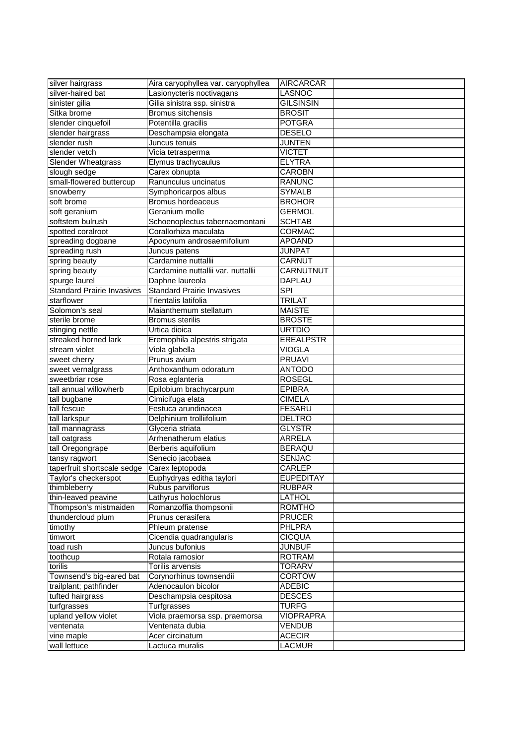| silver hairgrass | Aira caryophyllea var. caryophyllea | AIRCARCAR | |
|---|---|---|---|
| silver-haired bat | Lasionycteris noctivagans | LASNOC | |
| sinister gilia | Gilia sinistra ssp. sinistra | GILSINSIN | |
| Sitka brome | Bromus sitchensis | BROSIT | |
| slender cinquefoil | Potentilla gracilis | POTGRA | |
| slender hairgrass | Deschampsia elongata | DESELO | |
| slender rush | Juncus tenuis | JUNTEN | |
| slender vetch | Vicia tetrasperma | VICTET | |
| Slender Wheatgrass | Elymus trachycaulus | ELYTRA | |
| slough sedge | Carex obnupta | CAROBN | |
| small-flowered buttercup | Ranunculus uncinatus | RANUNC | |
| snowberry | Symphoricarpos albus | SYMALB | |
| soft brome | Bromus hordeaceus | BROHOR | |
| soft geranium | Geranium molle | GERMOL | |
| softstem bulrush | Schoenoplectus tabernaemontani | SCHTAB | |
| spotted coralroot | Corallorhiza maculata | CORMAC | |
| spreading dogbane | Apocynum androsaemifolium | APOAND | |
| spreading rush | Juncus patens | JUNPAT | |
| spring beauty | Cardamine nuttallii | CARNUT | |
| spring beauty | Cardamine nuttallii var. nuttallii | CARNUTNUT | |
| spurge laurel | Daphne laureola | DAPLAU | |
| Standard Prairie Invasives | Standard Prairie Invasives | SPI | |
| starflower | Trientalis latifolia | TRILAT | |
| Solomon's seal | Maianthemum stellatum | MAISTE | |
| sterile brome | Bromus sterilis | BROSTE | |
| stinging nettle | Urtica dioica | URTDIO | |
| streaked horned lark | Eremophila alpestris strigata | EREALPSTR | |
| stream violet | Viola glabella | VIOGLA | |
| sweet cherry | Prunus avium | PRUAVI | |
| sweet vernalgrass | Anthoxanthum odoratum | ANTODO | |
| sweetbriar rose | Rosa eglanteria | ROSEGL | |
| tall annual willowherb | Epilobium brachycarpum | EPIBRA | |
| tall bugbane | Cimicifuga elata | CIMELA | |
| tall fescue | Festuca arundinacea | FESARU | |
| tall larkspur | Delphinium trolliifolium | DELTRO | |
| tall mannagrass | Glyceria striata | GLYSTR | |
| tall oatgrass | Arrhenatherum elatius | ARRELA | |
| tall Oregongrape | Berberis aquifolium | BERAQU | |
| tansy ragwort | Senecio jacobaea | SENJAC | |
| taperfruit shortscale sedge | Carex leptopoda | CARLEP | |
| Taylor's checkerspot | Euphydryas editha taylori | EUPEDITAY | |
| thimbleberry | Rubus parviflorus | RUBPAR | |
| thin-leaved peavine | Lathyrus holochlorus | LATHOL | |
| Thompson's mistmaiden | Romanzoffia thompsonii | ROMTHO | |
| thundercloud plum | Prunus cerasifera | PRUCER | |
| timothy | Phleum pratense | PHLPRA | |
| timwort | Cicendia quadrangularis | CICQUA | |
| toad rush | Juncus bufonius | JUNBUF | |
| toothcup | Rotala ramosior | ROTRAM | |
| torilis | Torilis arvensis | TORARV | |
| Townsend's big-eared bat | Corynorhinus townsendii | CORTOW | |
| trailplant; pathfinder | Adenocaulon bicolor | ADEBIC | |
| tufted hairgrass | Deschampsia cespitosa | DESCES | |
| turfgrasses | Turfgrasses | TURFG | |
| upland yellow violet | Viola praemorsa ssp. praemorsa | VIOPRAPRA | |
| ventenata | Ventenata dubia | VENDUB | |
| vine maple | Acer circinatum | ACECIR | |
| wall lettuce | Lactuca muralis | LACMUR | |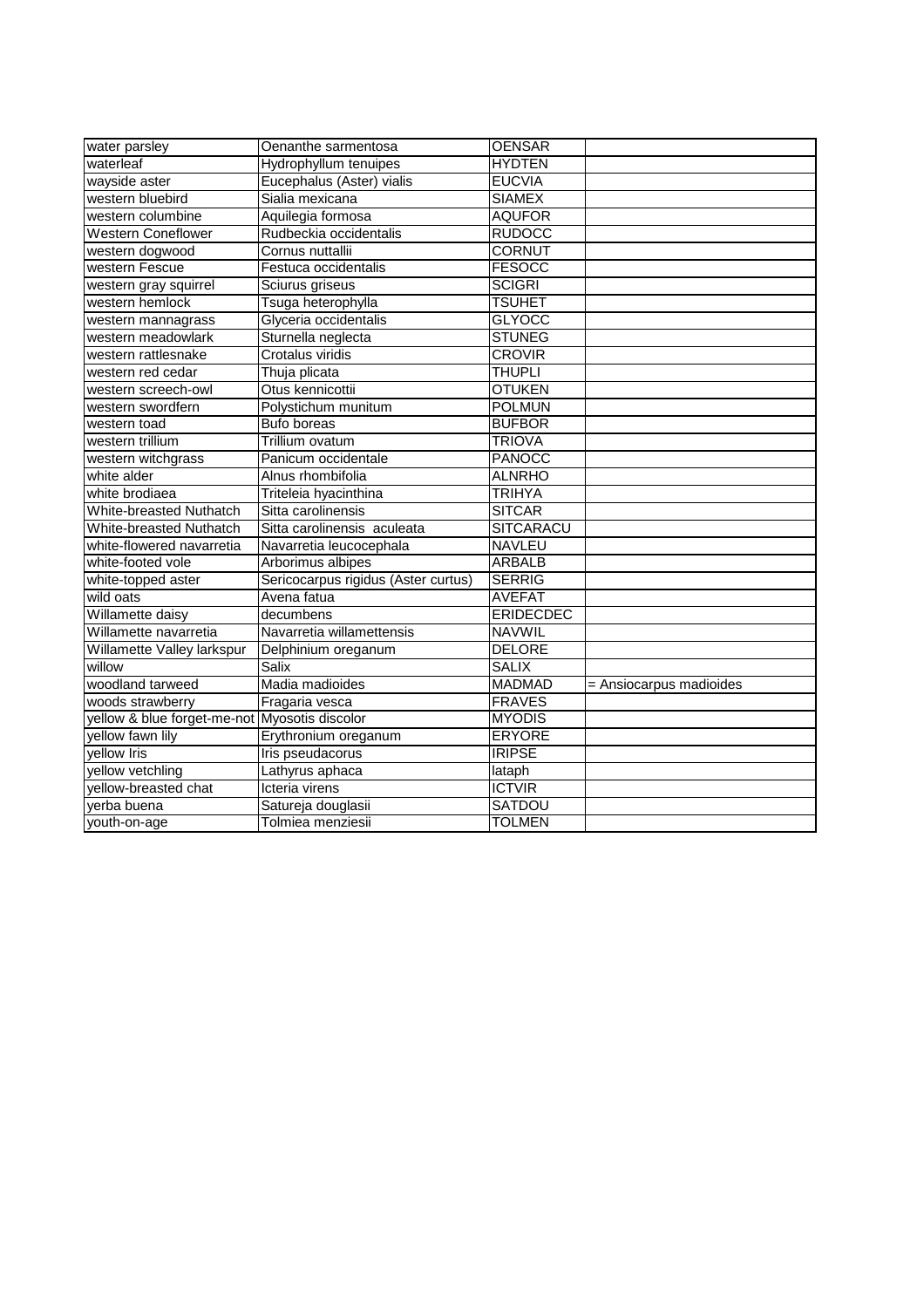| | | | |
|---|---|---|---|
| water parsley | Oenanthe sarmentosa | OENSAR | |
| waterleaf | Hydrophyllum tenuipes | HYDTEN | |
| wayside aster | Eucephalus (Aster) vialis | EUCVIA | |
| western bluebird | Sialia mexicana | SIAMEX | |
| western columbine | Aquilegia formosa | AQUFOR | |
| Western Coneflower | Rudbeckia occidentalis | RUDOCC | |
| western dogwood | Cornus nuttallii | CORNUT | |
| western Fescue | Festuca occidentalis | FESOCC | |
| western gray squirrel | Sciurus griseus | SCIGRI | |
| western hemlock | Tsuga heterophylla | TSUHET | |
| western mannagrass | Glyceria occidentalis | GLYOCC | |
| western meadowlark | Sturnella neglecta | STUNEG | |
| western rattlesnake | Crotalus viridis | CROVIR | |
| western red cedar | Thuja plicata | THUPLI | |
| western screech-owl | Otus kennicottii | OTUKEN | |
| western swordfern | Polystichum munitum | POLMUN | |
| western toad | Bufo boreas | BUFBOR | |
| western trillium | Trillium ovatum | TRIOVA | |
| western witchgrass | Panicum occidentale | PANOCC | |
| white alder | Alnus rhombifolia | ALNRHO | |
| white brodiaea | Triteleia hyacinthina | TRIHYA | |
| White-breasted Nuthatch | Sitta carolinensis | SITCAR | |
| White-breasted Nuthatch | Sitta carolinensis aculeata | SITCARACU | |
| white-flowered navarretia | Navarretia leucocephala | NAVLEU | |
| white-footed vole | Arborimus albipes | ARBALB | |
| white-topped aster | Sericocarpus rigidus (Aster curtus) | SERRIG | |
| wild oats | Avena fatua | AVEFAT | |
| Willamette daisy | decumbens | ERIDECDEC | |
| Willamette navarretia | Navarretia willamettensis | NAVWIL | |
| Willamette Valley larkspur | Delphinium oreganum | DELORE | |
| willow | Salix | SALIX | |
| woodland tarweed | Madia madioides | MADMAD | = Ansiocarpus madioides |
| woods strawberry | Fragaria vesca | FRAVES | |
| yellow & blue forget-me-not | Myosotis discolor | MYODIS | |
| yellow fawn lily | Erythronium oreganum | ERYORE | |
| yellow Iris | Iris pseudacorus | IRIPSE | |
| yellow vetchling | Lathyrus aphaca | lataph | |
| yellow-breasted chat | Icteria virens | ICTVIR | |
| yerba buena | Satureja douglasii | SATDOU | |
| youth-on-age | Tolmiea menziesii | TOLMEN | |